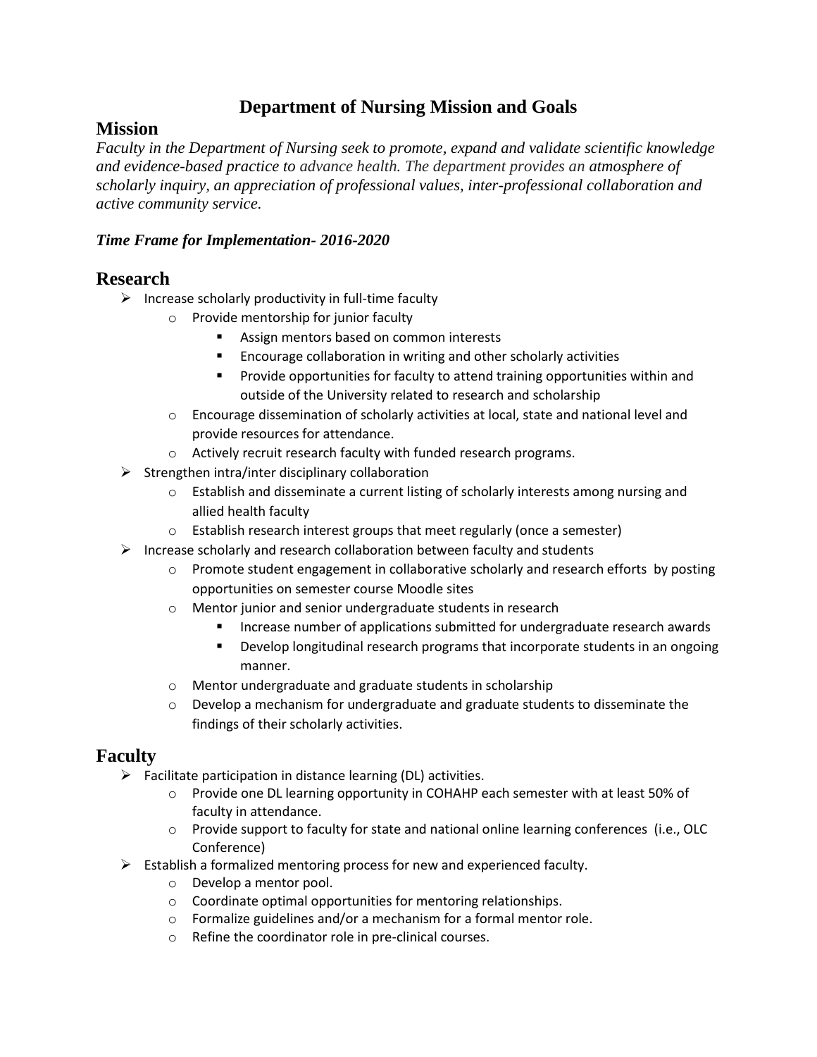# Department of Nursing Mission and Goals

## Mission

*Faculty in the Department of Nursing seek to promote, expand and validate scientific knowledge and evidence-based practice to advance health. The department provides an atmosphere of scholarly inquiry, an appreciation of professional values, inter-professional collaboration and active community service.*

***Time Frame for Implementation- 2016-2020***

## Research

- Increase scholarly productivity in full-time faculty
  - Provide mentorship for junior faculty
    - Assign mentors based on common interests
    - Encourage collaboration in writing and other scholarly activities
    - Provide opportunities for faculty to attend training opportunities within and outside of the University related to research and scholarship
  - Encourage dissemination of scholarly activities at local, state and national level and provide resources for attendance.
  - Actively recruit research faculty with funded research programs.
- Strengthen intra/inter disciplinary collaboration
  - Establish and disseminate a current listing of scholarly interests among nursing and allied health faculty
  - Establish research interest groups that meet regularly (once a semester)
- Increase scholarly and research collaboration between faculty and students
  - Promote student engagement in collaborative scholarly and research efforts by posting opportunities on semester course Moodle sites
  - Mentor junior and senior undergraduate students in research
    - Increase number of applications submitted for undergraduate research awards
    - Develop longitudinal research programs that incorporate students in an ongoing manner.
  - Mentor undergraduate and graduate students in scholarship
  - Develop a mechanism for undergraduate and graduate students to disseminate the findings of their scholarly activities.

## Faculty

- Facilitate participation in distance learning (DL) activities.
  - Provide one DL learning opportunity in COHAHP each semester with at least 50% of faculty in attendance.
  - Provide support to faculty for state and national online learning conferences (i.e., OLC Conference)
- Establish a formalized mentoring process for new and experienced faculty.
  - Develop a mentor pool.
  - Coordinate optimal opportunities for mentoring relationships.
  - Formalize guidelines and/or a mechanism for a formal mentor role.
  - Refine the coordinator role in pre-clinical courses.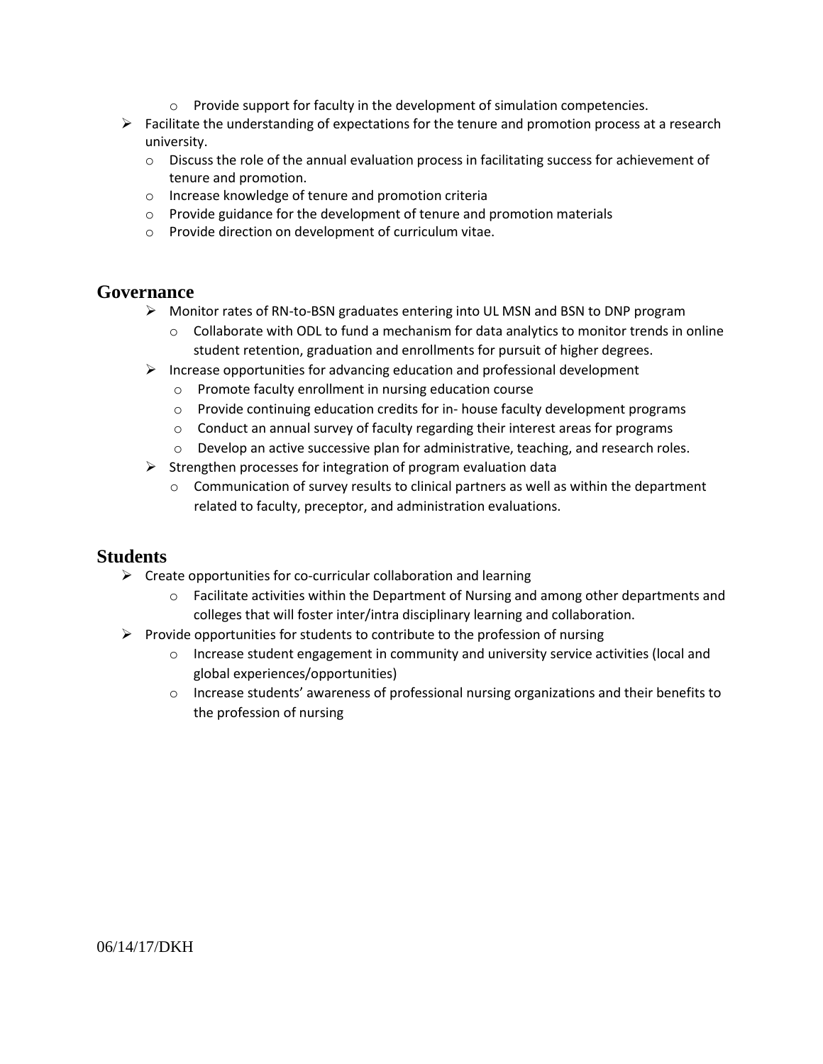- Provide support for faculty in the development of simulation competencies.
- Facilitate the understanding of expectations for the tenure and promotion process at a research university.
    - Discuss the role of the annual evaluation process in facilitating success for achievement of tenure and promotion.
    - Increase knowledge of tenure and promotion criteria
    - Provide guidance for the development of tenure and promotion materials
    - Provide direction on development of curriculum vitae.

## Governance

- Monitor rates of RN-to-BSN graduates entering into UL MSN and BSN to DNP program
    - Collaborate with ODL to fund a mechanism for data analytics to monitor trends in online student retention, graduation and enrollments for pursuit of higher degrees.
- Increase opportunities for advancing education and professional development
    - Promote faculty enrollment in nursing education course
    - Provide continuing education credits for in- house faculty development programs
    - Conduct an annual survey of faculty regarding their interest areas for programs
    - Develop an active successive plan for administrative, teaching, and research roles.
- Strengthen processes for integration of program evaluation data
    - Communication of survey results to clinical partners as well as within the department related to faculty, preceptor, and administration evaluations.

## Students

- Create opportunities for co-curricular collaboration and learning
    - Facilitate activities within the Department of Nursing and among other departments and colleges that will foster inter/intra disciplinary learning and collaboration.
- Provide opportunities for students to contribute to the profession of nursing
    - Increase student engagement in community and university service activities (local and global experiences/opportunities)
    - Increase students' awareness of professional nursing organizations and their benefits to the profession of nursing

06/14/17/DKH